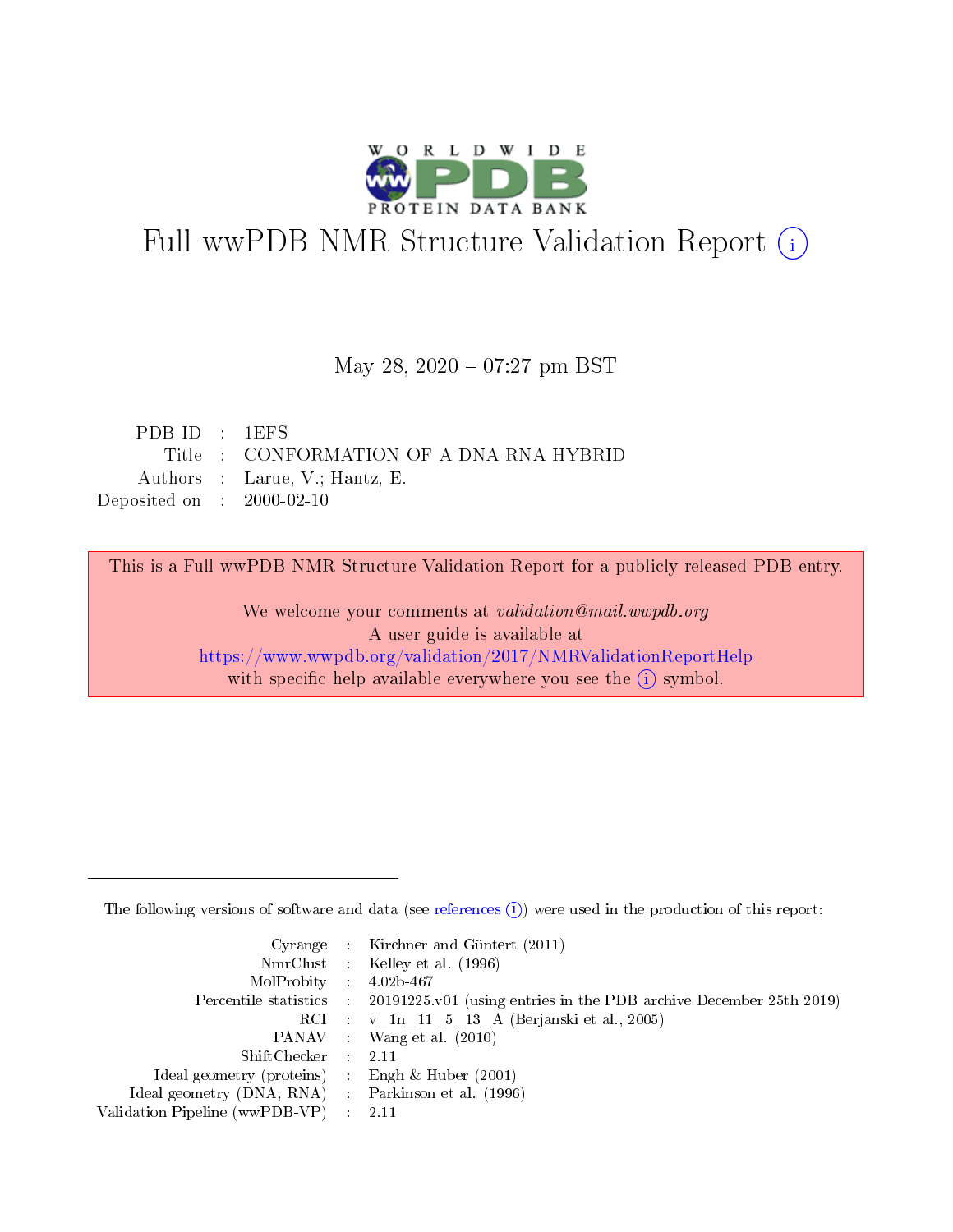# Full wwPDB NMR Structure Validation Report (i)

May 28, 2020 – 07:27 pm BST

| | | |
|---|---|---|
| PDB ID | : | 1EFS |
| Title | : | CONFORMATION OF A DNA-RNA HYBRID |
| Authors | : | Larue, V.; Hantz, E. |
| Deposited on | : | 2000-02-10 |

This is a Full wwPDB NMR Structure Validation Report for a publicly released PDB entry.

We welcome your comments at *validation@mail.wwpdb.org*
A user guide is available at
https://www.wwpdb.org/validation/2017/NMRValidationReportHelp
with specific help available everywhere you see the (i) symbol.

The following versions of software and data (see references (i)) were used in the production of this report:

| | | |
|---|---|---|
| Cyrange | : | Kirchner and Güntert (2011) |
| NmrClust | : | Kelley et al. (1996) |
| MolProbity | : | 4.02b-467 |
| Percentile statistics | : | 20191225.v01 (using entries in the PDB archive December 25th 2019) |
| RCI | : | v_1n_11_5_13_A (Berjanski et al., 2005) |
| PANAV | : | Wang et al. (2010) |
| ShiftChecker | : | 2.11 |
| Ideal geometry (proteins) | : | Engh & Huber (2001) |
| Ideal geometry (DNA, RNA) | : | Parkinson et al. (1996) |
| Validation Pipeline (wwPDB-VP) | : | 2.11 |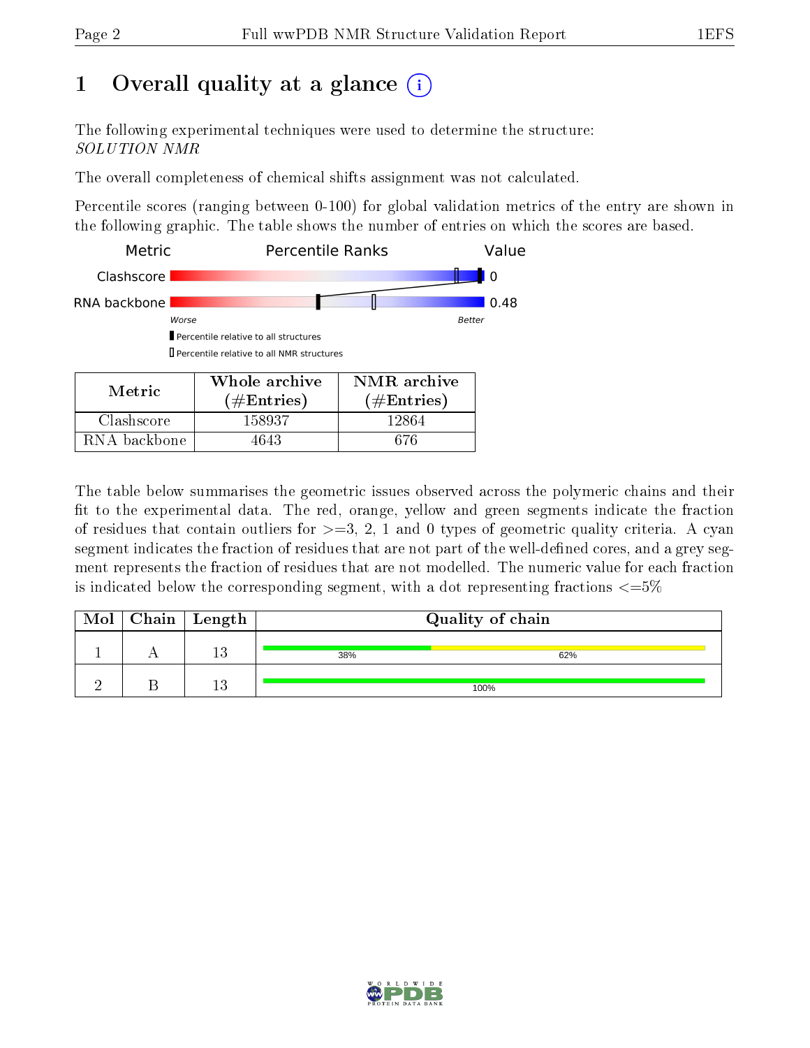# 1 Overall quality at a glance (i)

The following experimental techniques were used to determine the structure:
*SOLUTION NMR*

The overall completeness of chemical shifts assignment was not calculated.

Percentile scores (ranging between 0-100) for global validation metrics of the entry are shown in the following graphic. The table shows the number of entries on which the scores are based.

| Metric | Percentile Ranks | Value |
|---|---|---|
| Clashscore | | 0 |
| RNA backbone | | 0.48 |

Worse — Better

▮ Percentile relative to all structures
▯ Percentile relative to all NMR structures

| Metric | Whole archive (#Entries) | NMR archive (#Entries) |
|---|---|---|
| Clashscore | 158937 | 12864 |
| RNA backbone | 4643 | 676 |

The table below summarises the geometric issues observed across the polymeric chains and their fit to the experimental data. The red, orange, yellow and green segments indicate the fraction of residues that contain outliers for >=3, 2, 1 and 0 types of geometric quality criteria. A cyan segment indicates the fraction of residues that are not part of the well-defined cores, and a grey segment represents the fraction of residues that are not modelled. The numeric value for each fraction is indicated below the corresponding segment, with a dot representing fractions <=5%

| Mol | Chain | Length | Quality of chain |
|---|---|---|---|
| 1 | A | 13 | 38% (green), 62% (yellow) |
| 2 | B | 13 | 100% (green) |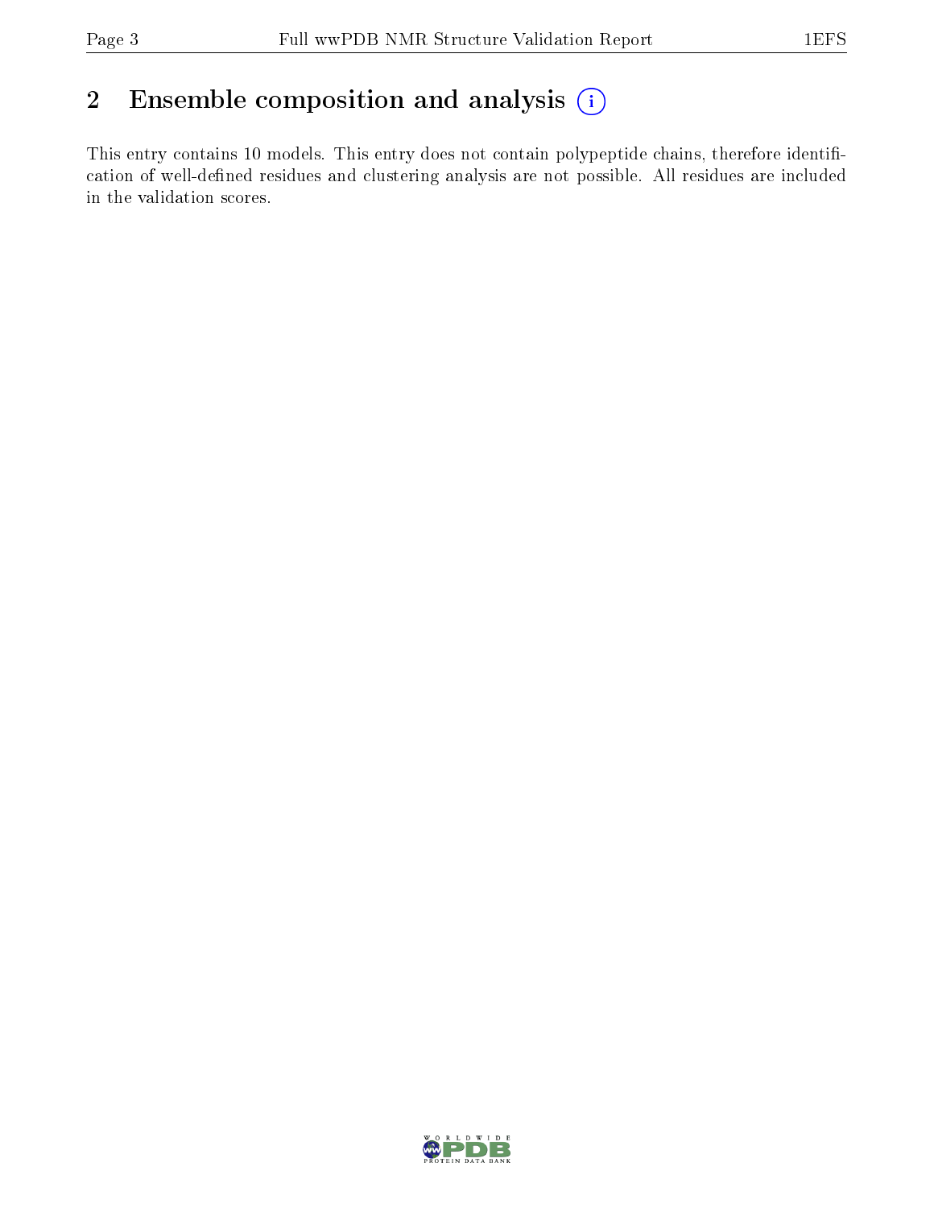## 2 Ensemble composition and analysis

This entry contains 10 models. This entry does not contain polypeptide chains, therefore identification of well-defined residues and clustering analysis are not possible. All residues are included in the validation scores.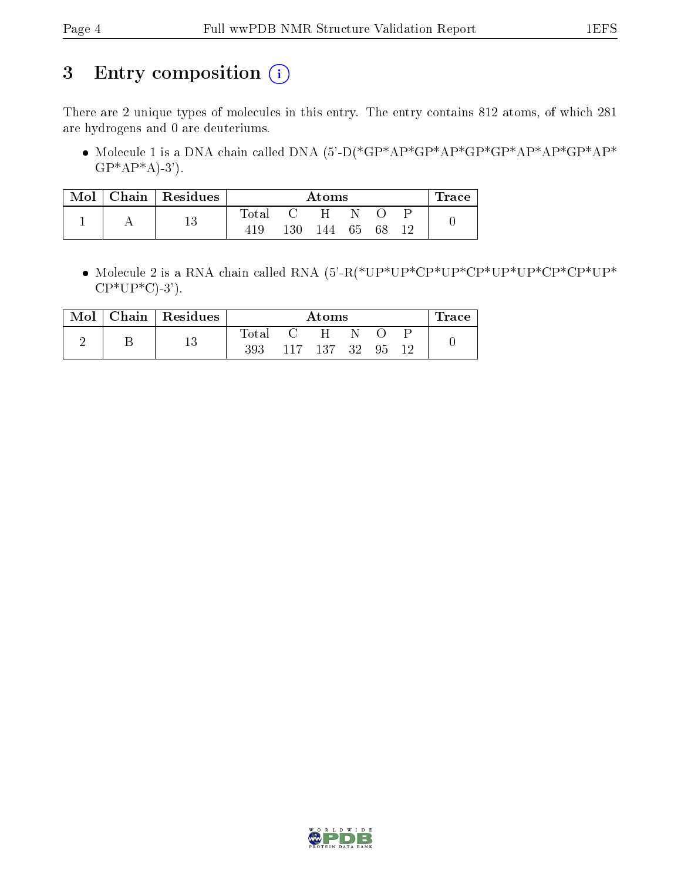# 3 Entry composition (i)

There are 2 unique types of molecules in this entry. The entry contains 812 atoms, of which 281 are hydrogens and 0 are deuteriums.

- Molecule 1 is a DNA chain called DNA (5'-D(*GP*AP*GP*AP*GP*GP*AP*AP*GP*AP*GP*AP*A)-3').

| Mol | Chain | Residues | Atoms | | | | | | Trace |
|---|---|---|---|---|---|---|---|---|---|
| | | | Total | C | H | N | O | P | |
| 1 | A | 13 | 419 | 130 | 144 | 65 | 68 | 12 | 0 |

- Molecule 2 is a RNA chain called RNA (5'-R(*UP*UP*CP*UP*CP*UP*UP*CP*CP*UP*CP*UP*C)-3').

| Mol | Chain | Residues | Atoms | | | | | | Trace |
|---|---|---|---|---|---|---|---|---|---|
| | | | Total | C | H | N | O | P | |
| 2 | B | 13 | 393 | 117 | 137 | 32 | 95 | 12 | 0 |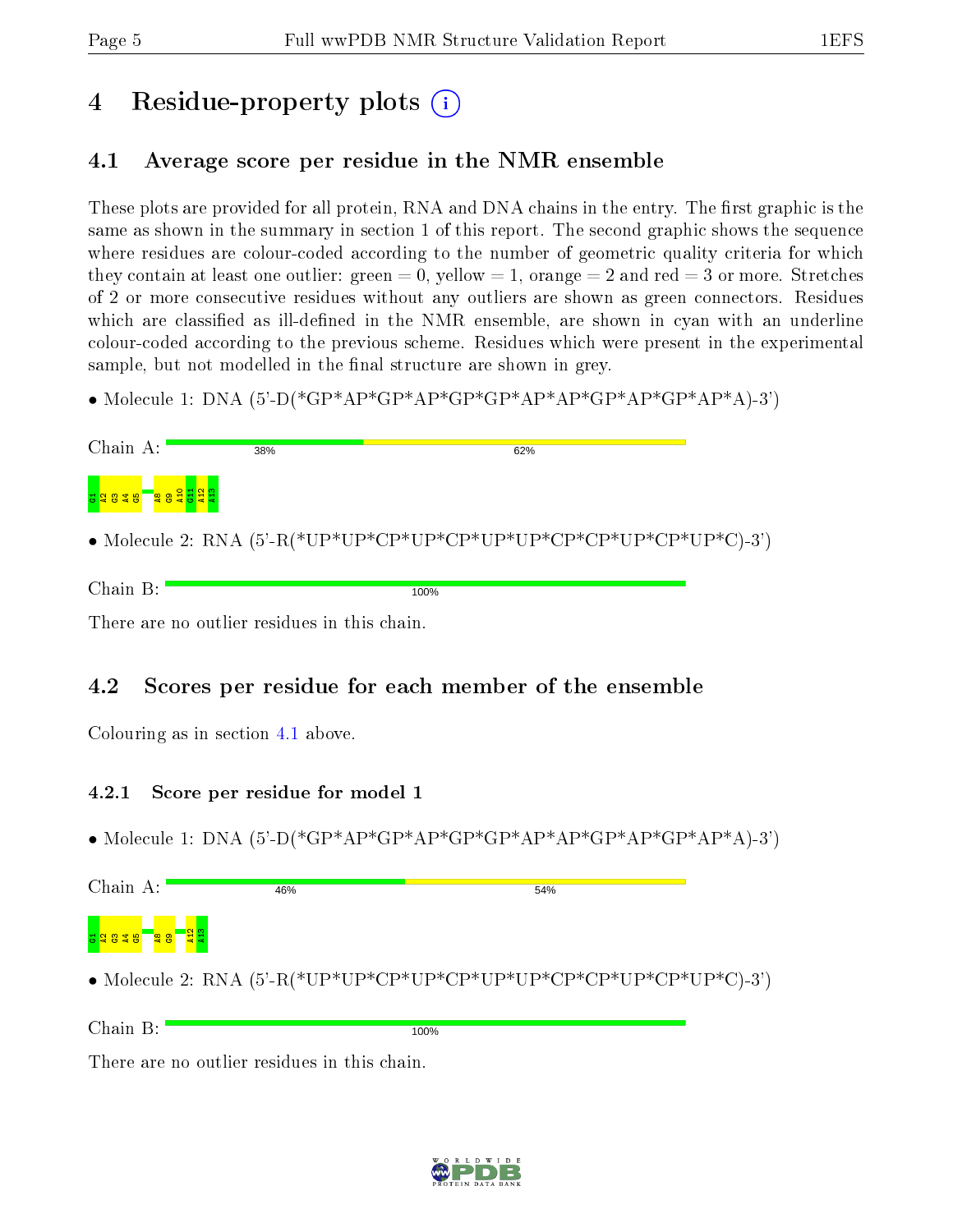# 4 Residue-property plots

## 4.1 Average score per residue in the NMR ensemble

These plots are provided for all protein, RNA and DNA chains in the entry. The first graphic is the same as shown in the summary in section 1 of this report. The second graphic shows the sequence where residues are colour-coded according to the number of geometric quality criteria for which they contain at least one outlier: green = 0, yellow = 1, orange = 2 and red = 3 or more. Stretches of 2 or more consecutive residues without any outliers are shown as green connectors. Residues which are classified as ill-defined in the NMR ensemble, are shown in cyan with an underline colour-coded according to the previous scheme. Residues which were present in the experimental sample, but not modelled in the final structure are shown in grey.

- Molecule 1: DNA (5'-D(*GP*AP*GP*AP*GP*GP*AP*AP*GP*AP*GP*AP*A)-3')

Chain A: 38% 62%

G1 A2 G3 A4 G5 A8 G9 A10 G11 A12 A13

- Molecule 2: RNA (5'-R(*UP*UP*CP*UP*CP*UP*UP*CP*CP*UP*CP*UP*C)-3')

Chain B: 100%

There are no outlier residues in this chain.

## 4.2 Scores per residue for each member of the ensemble

Colouring as in section 4.1 above.

### 4.2.1 Score per residue for model 1

- Molecule 1: DNA (5'-D(*GP*AP*GP*AP*GP*GP*AP*AP*GP*AP*GP*AP*A)-3')

Chain A: 46% 54%

G1 A2 G3 A4 G5 A8 G9 A12 A13

- Molecule 2: RNA (5'-R(*UP*UP*CP*UP*CP*UP*UP*CP*CP*UP*CP*UP*C)-3')

Chain B: 100%

There are no outlier residues in this chain.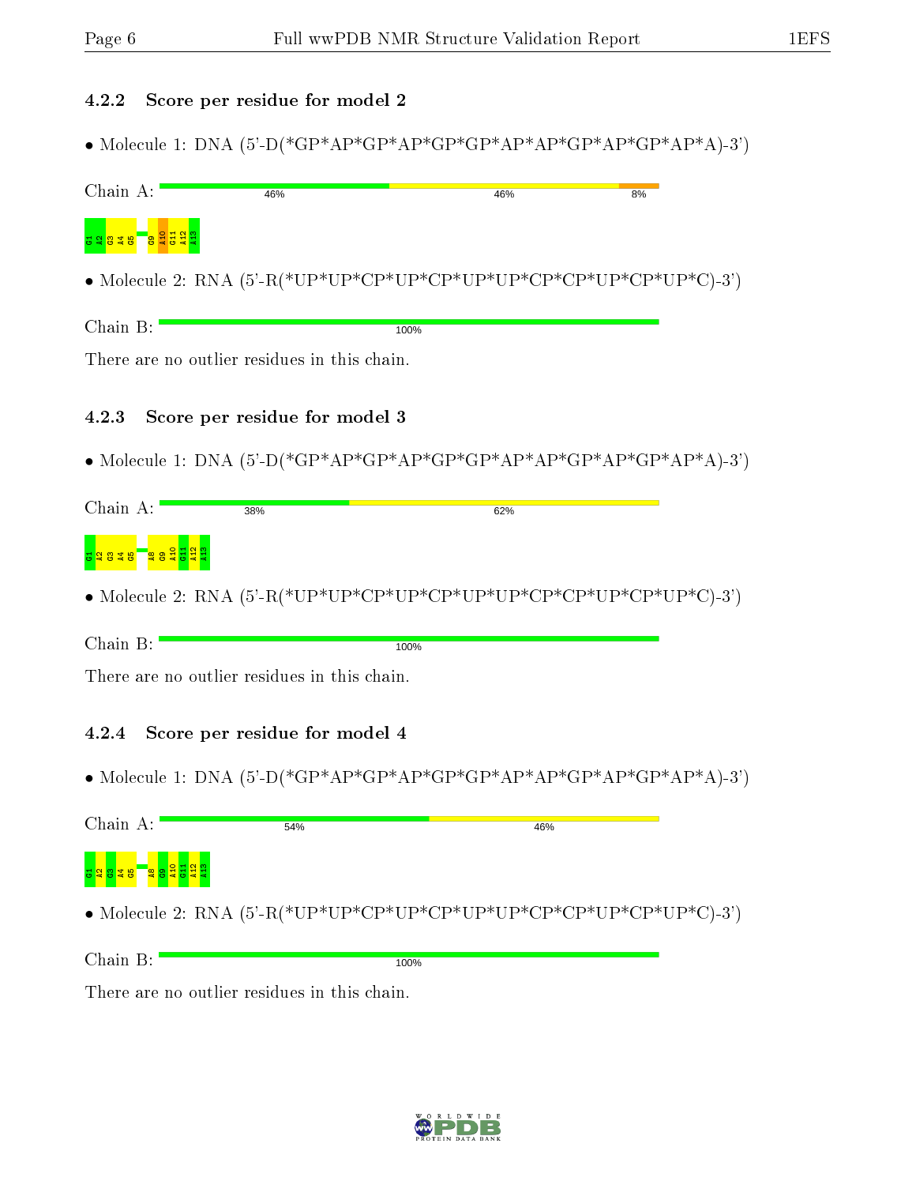### 4.2.2 Score per residue for model 2

- Molecule 1: DNA (5'-D(*GP*AP*GP*AP*GP*GP*AP*AP*GP*AP*GP*AP*A)-3')

Chain A: 46% | 46% | 8%

G1 A2 G3 A4 G5 G9 A10 G11 A12 A13

- Molecule 2: RNA (5'-R(*UP*UP*CP*UP*CP*UP*UP*CP*CP*UP*CP*UP*C)-3')

Chain B: 100%

There are no outlier residues in this chain.

### 4.2.3 Score per residue for model 3

- Molecule 1: DNA (5'-D(*GP*AP*GP*AP*GP*GP*AP*AP*GP*AP*GP*AP*A)-3')

Chain A: 38% | 62%

G1 A2 G3 A4 G5 A8 G9 A10 G11 A12 A13

- Molecule 2: RNA (5'-R(*UP*UP*CP*UP*CP*UP*UP*CP*CP*UP*CP*UP*C)-3')

Chain B: 100%

There are no outlier residues in this chain.

### 4.2.4 Score per residue for model 4

- Molecule 1: DNA (5'-D(*GP*AP*GP*AP*GP*GP*AP*AP*GP*AP*GP*AP*A)-3')

Chain A: 54% | 46%

G1 A2 G3 A4 G5 A8 G9 A10 G11 A12 A13

- Molecule 2: RNA (5'-R(*UP*UP*CP*UP*CP*UP*UP*CP*CP*UP*CP*UP*C)-3')

Chain B: 100%

There are no outlier residues in this chain.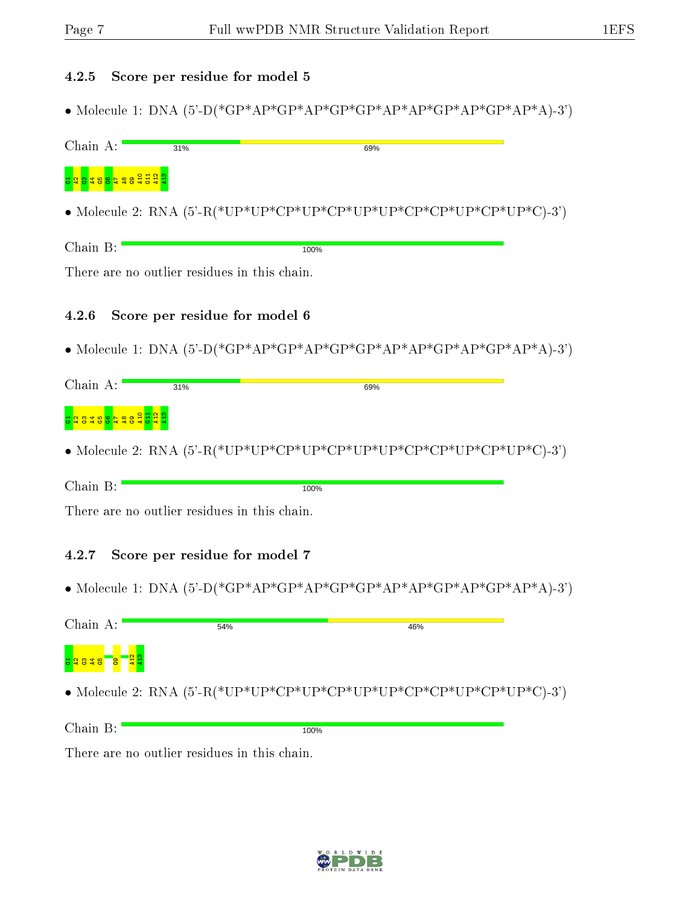### 4.2.5 Score per residue for model 5

- Molecule 1: DNA (5'-D(*GP*AP*GP*AP*GP*GP*AP*AP*GP*AP*GP*AP*A)-3')

Chain A: 31% | 69%

G1 A2 G3 A4 G5 G6 A7 A8 G9 A10 G11 A12 A13

- Molecule 2: RNA (5'-R(*UP*UP*CP*UP*CP*UP*UP*CP*CP*UP*CP*UP*C)-3')

Chain B: 100%

There are no outlier residues in this chain.

### 4.2.6 Score per residue for model 6

- Molecule 1: DNA (5'-D(*GP*AP*GP*AP*GP*GP*AP*AP*GP*AP*GP*AP*A)-3')

Chain A: 31% | 69%

G1 A2 G3 A4 G5 G6 A7 A8 G9 A10 G11 A12 A13

- Molecule 2: RNA (5'-R(*UP*UP*CP*UP*CP*UP*UP*CP*CP*UP*CP*UP*C)-3')

Chain B: 100%

There are no outlier residues in this chain.

### 4.2.7 Score per residue for model 7

- Molecule 1: DNA (5'-D(*GP*AP*GP*AP*GP*GP*AP*AP*GP*AP*GP*AP*A)-3')

Chain A: 54% | 46%

G1 A2 G3 A4 G5 G9 A12 A13

- Molecule 2: RNA (5'-R(*UP*UP*CP*UP*CP*UP*UP*CP*CP*UP*CP*UP*C)-3')

Chain B: 100%

There are no outlier residues in this chain.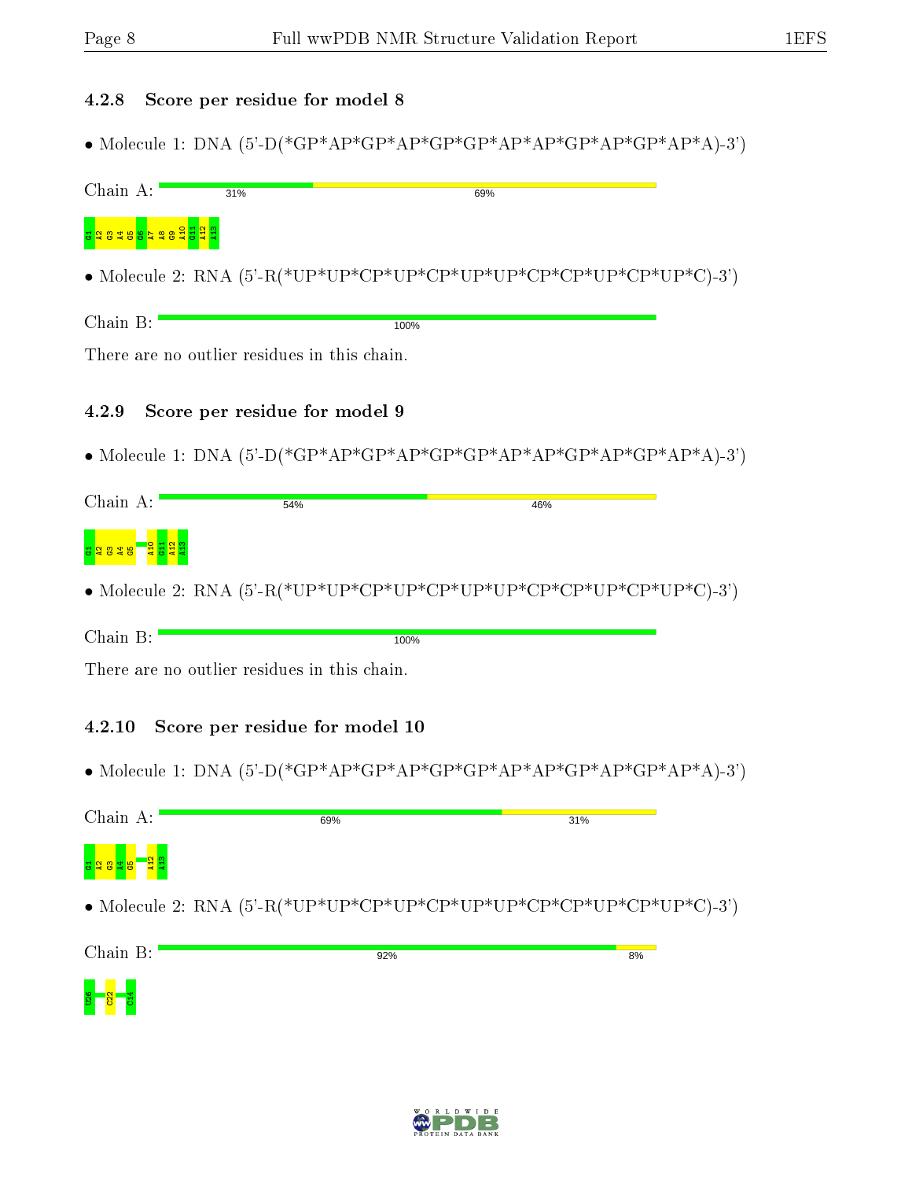### 4.2.8 Score per residue for model 8

- Molecule 1: DNA (5'-D(*GP*AP*GP*AP*GP*GP*AP*AP*GP*AP*GP*AP*A)-3')

Chain A: 31% 69%

G1 A2 G3 A4 G5 G6 A7 A8 G9 A10 G11 A12 A13

- Molecule 2: RNA (5'-R(*UP*UP*CP*UP*CP*UP*UP*CP*CP*UP*CP*UP*C)-3')

Chain B: 100%

There are no outlier residues in this chain.

### 4.2.9 Score per residue for model 9

- Molecule 1: DNA (5'-D(*GP*AP*GP*AP*GP*GP*AP*AP*GP*AP*GP*AP*A)-3')

Chain A: 54% 46%

G1 A2 G3 A4 G5 A10 G11 A12 A13

- Molecule 2: RNA (5'-R(*UP*UP*CP*UP*CP*UP*UP*CP*CP*UP*CP*UP*C)-3')

Chain B: 100%

There are no outlier residues in this chain.

### 4.2.10 Score per residue for model 10

- Molecule 1: DNA (5'-D(*GP*AP*GP*AP*GP*GP*AP*AP*GP*AP*GP*AP*A)-3')

Chain A: 69% 31%

G1 A2 G3 A4 G5 A12 A13

- Molecule 2: RNA (5'-R(*UP*UP*CP*UP*CP*UP*UP*CP*CP*UP*CP*UP*C)-3')

Chain B: 92% 8%

U26 C22 C14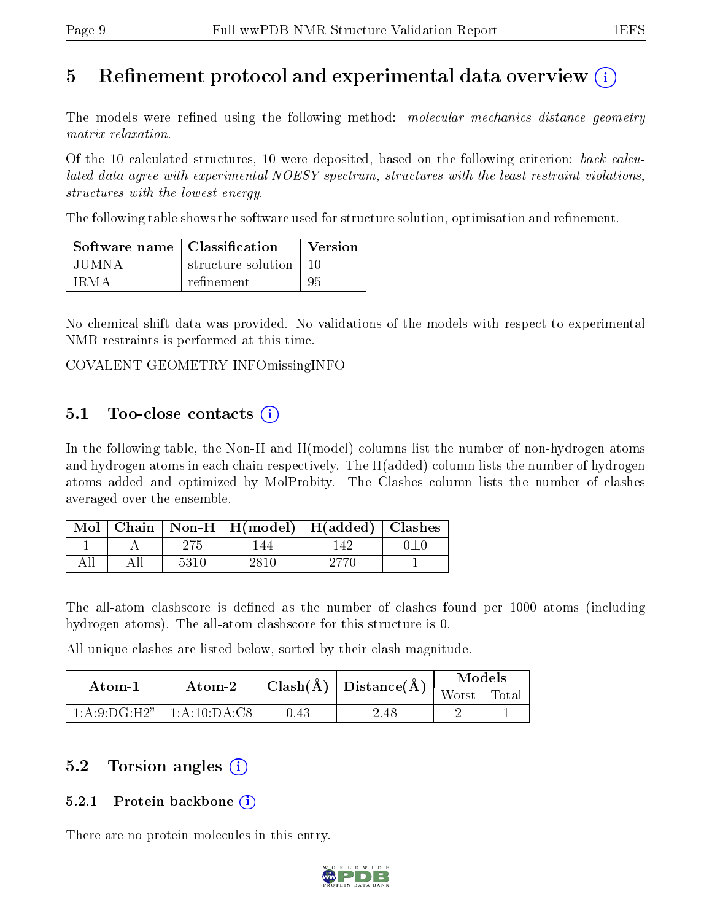# 5 Refinement protocol and experimental data overview (i)

The models were refined using the following method: *molecular mechanics distance geometry matrix relaxation*.

Of the 10 calculated structures, 10 were deposited, based on the following criterion: *back calculated data agree with experimental NOESY spectrum, structures with the least restraint violations, structures with the lowest energy*.

The following table shows the software used for structure solution, optimisation and refinement.

| Software name | Classification | Version |
|---|---|---|
| JUMNA | structure solution | 10 |
| IRMA | refinement | 95 |

No chemical shift data was provided. No validations of the models with respect to experimental NMR restraints is performed at this time.

COVALENT-GEOMETRY INFOmissingINFO

## 5.1 Too-close contacts (i)

In the following table, the Non-H and H(model) columns list the number of non-hydrogen atoms and hydrogen atoms in each chain respectively. The H(added) column lists the number of hydrogen atoms added and optimized by MolProbity. The Clashes column lists the number of clashes averaged over the ensemble.

| Mol | Chain | Non-H | H(model) | H(added) | Clashes |
|---|---|---|---|---|---|
| 1 | A | 275 | 144 | 142 | 0±0 |
| All | All | 5310 | 2810 | 2770 | 1 |

The all-atom clashscore is defined as the number of clashes found per 1000 atoms (including hydrogen atoms). The all-atom clashscore for this structure is 0.

All unique clashes are listed below, sorted by their clash magnitude.

| Atom-1 | Atom-2 | Clash(Å) | Distance(Å) | Models | |
|---|---|---|---|---|---|
| | | | | Worst | Total |
| 1:A:9:DG:H2" | 1:A:10:DA:C8 | 0.43 | 2.48 | 2 | 1 |

## 5.2 Torsion angles (i)

### 5.2.1 Protein backbone (i)

There are no protein molecules in this entry.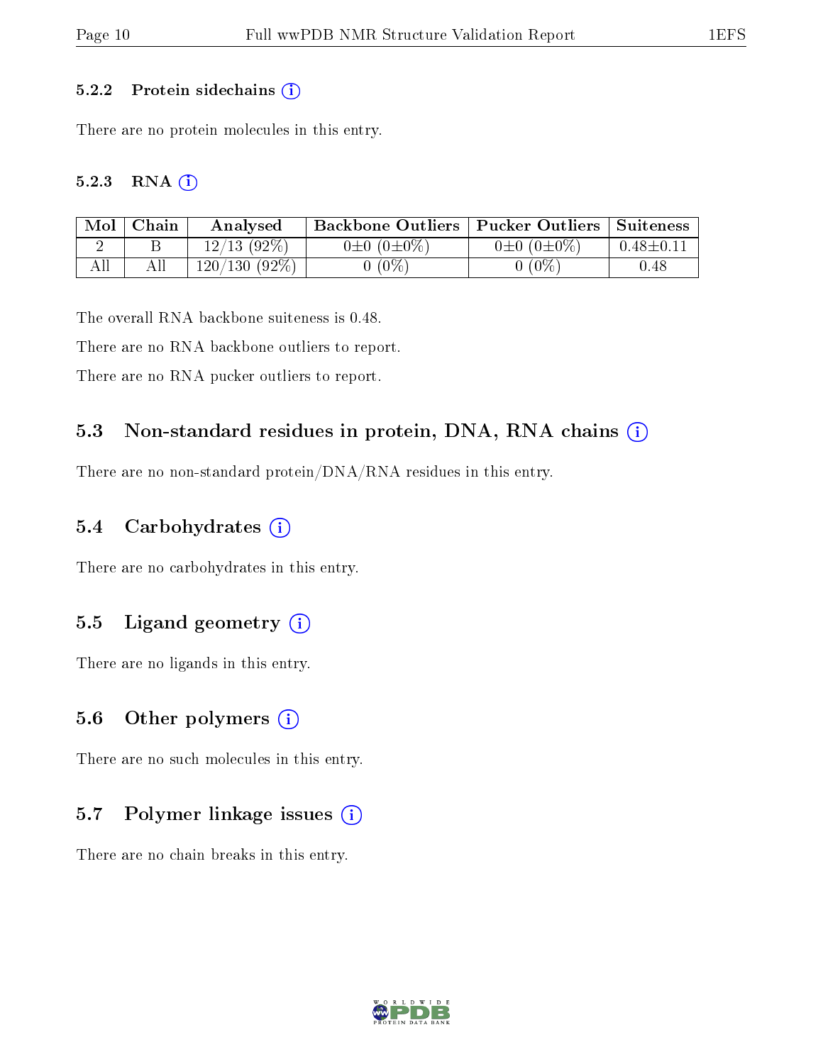### 5.2.2 Protein sidechains

There are no protein molecules in this entry.

### 5.2.3 RNA

| Mol | Chain | Analysed | Backbone Outliers | Pucker Outliers | Suiteness |
|---|---|---|---|---|---|
| 2 | B | 12/13 (92%) | 0±0 (0±0%) | 0±0 (0±0%) | 0.48±0.11 |
| All | All | 120/130 (92%) | 0 (0%) | 0 (0%) | 0.48 |

The overall RNA backbone suiteness is 0.48.

There are no RNA backbone outliers to report.

There are no RNA pucker outliers to report.

## 5.3 Non-standard residues in protein, DNA, RNA chains

There are no non-standard protein/DNA/RNA residues in this entry.

## 5.4 Carbohydrates

There are no carbohydrates in this entry.

## 5.5 Ligand geometry

There are no ligands in this entry.

## 5.6 Other polymers

There are no such molecules in this entry.

## 5.7 Polymer linkage issues

There are no chain breaks in this entry.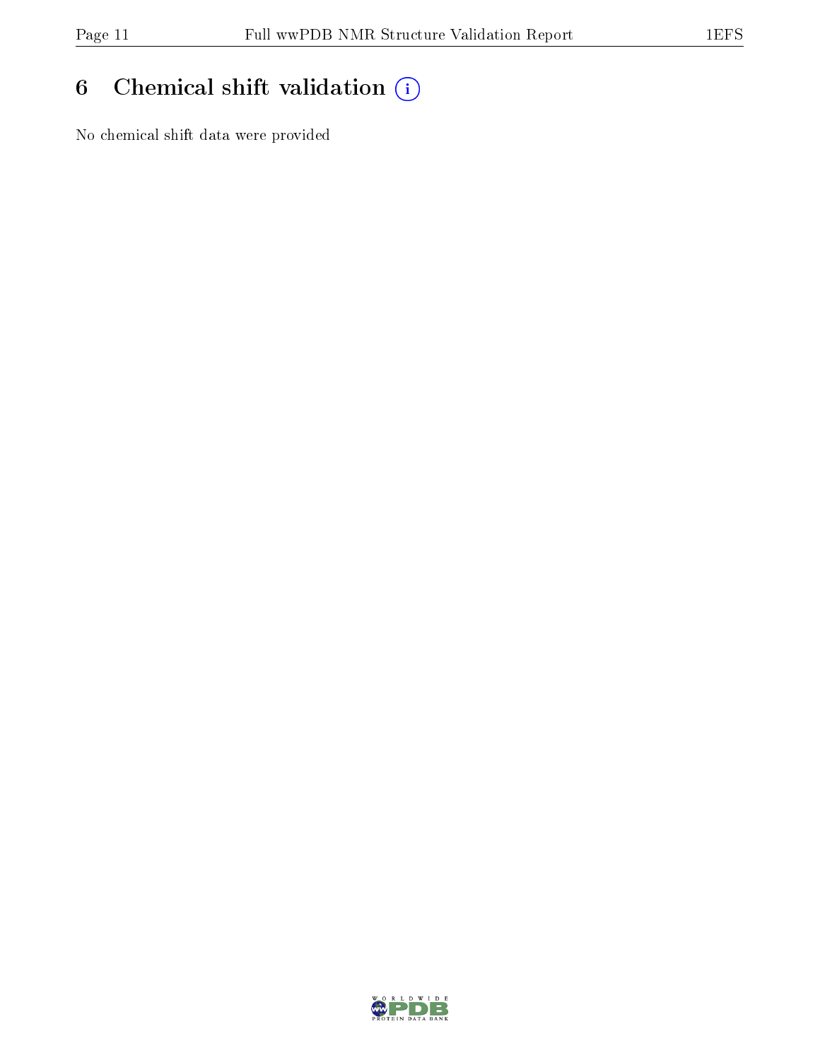# 6 Chemical shift validation

No chemical shift data were provided